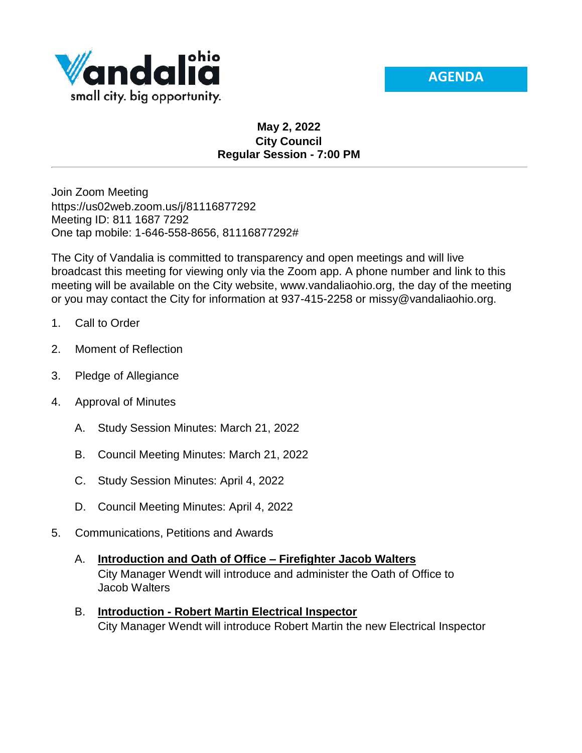Vandalia ohio

small city. big opportunity.

**AGENDA**

**May 2, 2022**
**City Council**
**Regular Session - 7:00 PM**

---

Join Zoom Meeting
https://us02web.zoom.us/j/81116877292
Meeting ID: 811 1687 7292
One tap mobile: 1-646-558-8656, 81116877292#

The City of Vandalia is committed to transparency and open meetings and will live broadcast this meeting for viewing only via the Zoom app. A phone number and link to this meeting will be available on the City website, www.vandaliaohio.org, the day of the meeting or you may contact the City for information at 937-415-2258 or missy@vandaliaohio.org.

1. Call to Order

2. Moment of Reflection

3. Pledge of Allegiance

4. Approval of Minutes

   A. Study Session Minutes: March 21, 2022

   B. Council Meeting Minutes: March 21, 2022

   C. Study Session Minutes: April 4, 2022

   D. Council Meeting Minutes: April 4, 2022

5. Communications, Petitions and Awards

   A. **Introduction and Oath of Office – Firefighter Jacob Walters**
      City Manager Wendt will introduce and administer the Oath of Office to Jacob Walters

   B. **Introduction - Robert Martin Electrical Inspector**
      City Manager Wendt will introduce Robert Martin the new Electrical Inspector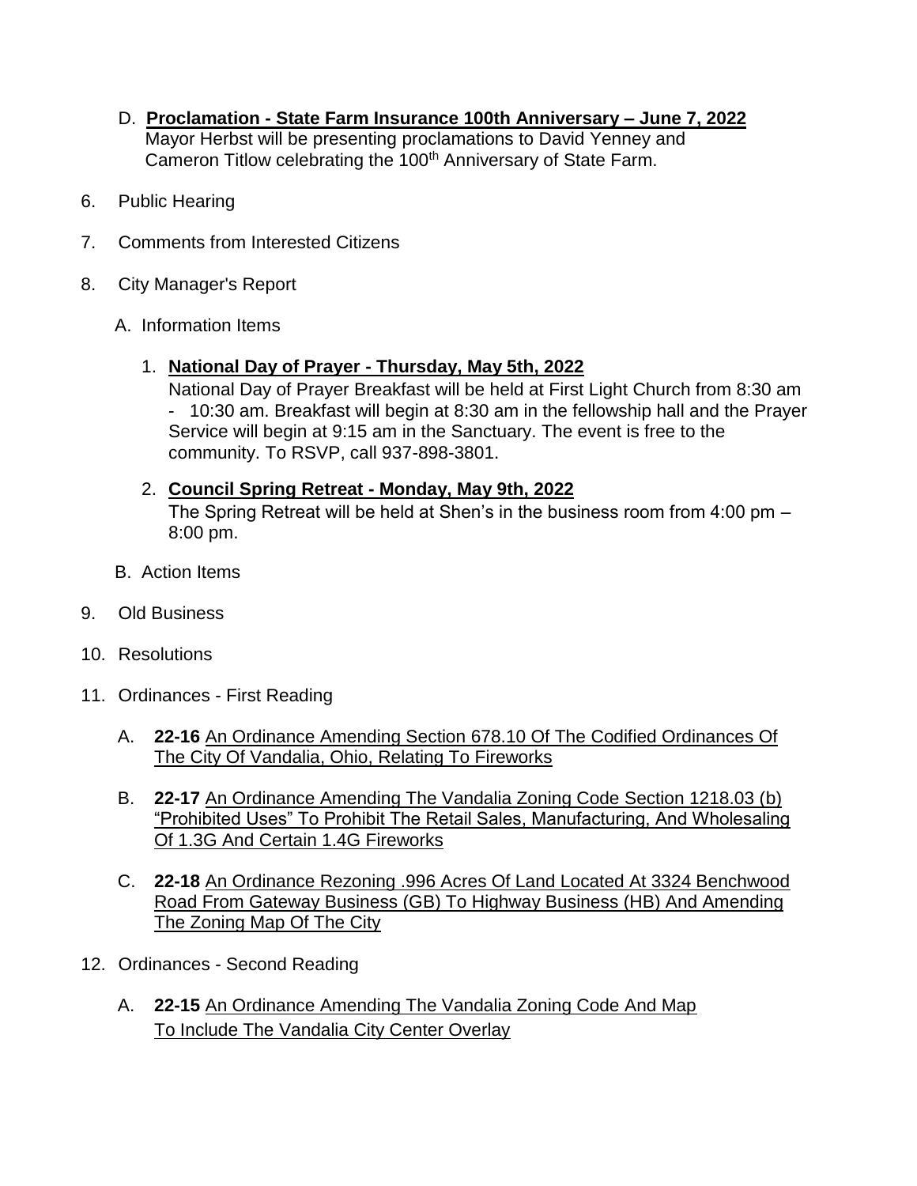D. **<u>Proclamation - State Farm Insurance 100th Anniversary – June 7, 2022</u>**
Mayor Herbst will be presenting proclamations to David Yenney and Cameron Titlow celebrating the 100th Anniversary of State Farm.

6. Public Hearing

7. Comments from Interested Citizens

8. City Manager's Report

   A. Information Items

      1. **<u>National Day of Prayer - Thursday, May 5th, 2022</u>**
      National Day of Prayer Breakfast will be held at First Light Church from 8:30 am - 10:30 am. Breakfast will begin at 8:30 am in the fellowship hall and the Prayer Service will begin at 9:15 am in the Sanctuary. The event is free to the community. To RSVP, call 937-898-3801.

      2. **<u>Council Spring Retreat - Monday, May 9th, 2022</u>**
      The Spring Retreat will be held at Shen's in the business room from 4:00 pm – 8:00 pm.

   B. Action Items

9. Old Business

10. Resolutions

11. Ordinances - First Reading

   A. **22-16** <u>An Ordinance Amending Section 678.10 Of The Codified Ordinances Of The City Of Vandalia, Ohio, Relating To Fireworks</u>

   B. **22-17** <u>An Ordinance Amending The Vandalia Zoning Code Section 1218.03 (b) "Prohibited Uses" To Prohibit The Retail Sales, Manufacturing, And Wholesaling Of 1.3G And Certain 1.4G Fireworks</u>

   C. **22-18** <u>An Ordinance Rezoning .996 Acres Of Land Located At 3324 Benchwood Road From Gateway Business (GB) To Highway Business (HB) And Amending The Zoning Map Of The City</u>

12. Ordinances - Second Reading

   A. **22-15** <u>An Ordinance Amending The Vandalia Zoning Code And Map To Include The Vandalia City Center Overlay</u>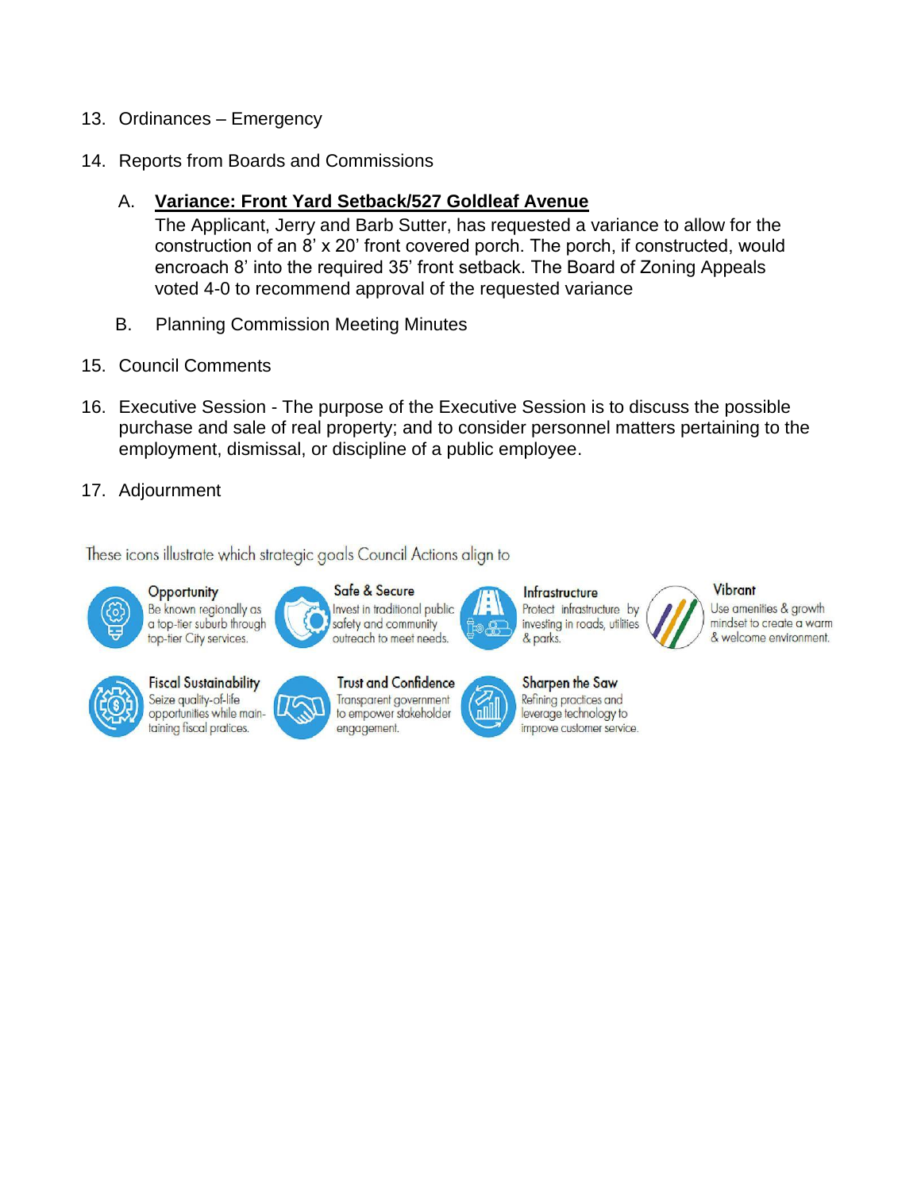13. Ordinances – Emergency

14. Reports from Boards and Commissions

    A. **Variance: Front Yard Setback/527 Goldleaf Avenue**
    The Applicant, Jerry and Barb Sutter, has requested a variance to allow for the construction of an 8' x 20' front covered porch. The porch, if constructed, would encroach 8' into the required 35' front setback. The Board of Zoning Appeals voted 4-0 to recommend approval of the requested variance

    B. Planning Commission Meeting Minutes

15. Council Comments

16. Executive Session - The purpose of the Executive Session is to discuss the possible purchase and sale of real property; and to consider personnel matters pertaining to the employment, dismissal, or discipline of a public employee.

17. Adjournment

These icons illustrate which strategic goals Council Actions align to

**Opportunity**
Be known regionally as a top-tier suburb through top-tier City services.

**Safe & Secure**
Invest in traditional public safety and community outreach to meet needs.

**Infrastructure**
Protect infrastructure by investing in roads, utilities & parks.

**Vibrant**
Use amenities & growth mindset to create a warm & welcome environment.

**Fiscal Sustainability**
Seize quality-of-life opportunities while maintaining fiscal pratices.

**Trust and Confidence**
Transparent government to empower stakeholder engagement.

**Sharpen the Saw**
Refining practices and leverage technology to improve customer service.